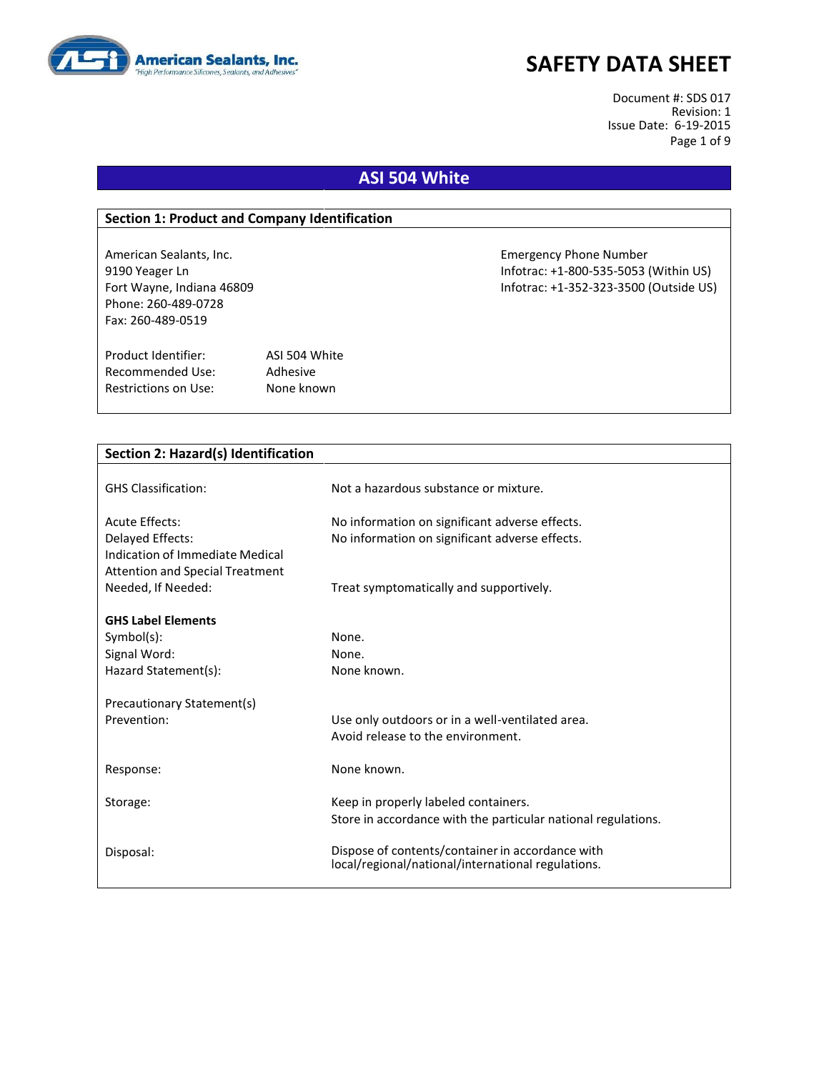American Sealants, Inc.
*"High Performance Silicones, Sealants, and Adhesives"*

# SAFETY DATA SHEET

Document #: SDS 017
Revision: 1
Issue Date: 6-19-2015

## ASI 504 White

### Section 1: Product and Company Identification

American Sealants, Inc.
9190 Yeager Ln
Fort Wayne, Indiana 46809
Phone: 260-489-0728
Fax: 260-489-0519

Emergency Phone Number
Infotrac: +1-800-535-5053 (Within US)
Infotrac: +1-352-323-3500 (Outside US)

| | |
|---|---|
| Product Identifier: | ASI 504 White |
| Recommended Use: | Adhesive |
| Restrictions on Use: | None known |

### Section 2: Hazard(s) Identification

| | |
|---|---|
| GHS Classification: | Not a hazardous substance or mixture. |
| Acute Effects: | No information on significant adverse effects. |
| Delayed Effects: | No information on significant adverse effects. |
| Indication of Immediate Medical Attention and Special Treatment Needed, If Needed: | Treat symptomatically and supportively. |

**GHS Label Elements**

| | |
|---|---|
| Symbol(s): | None. |
| Signal Word: | None. |
| Hazard Statement(s): | None known. |

Precautionary Statement(s)

| | |
|---|---|
| Prevention: | Use only outdoors or in a well-ventilated area.<br>Avoid release to the environment. |
| Response: | None known. |
| Storage: | Keep in properly labeled containers.<br>Store in accordance with the particular national regulations. |
| Disposal: | Dispose of contents/container in accordance with local/regional/national/international regulations. |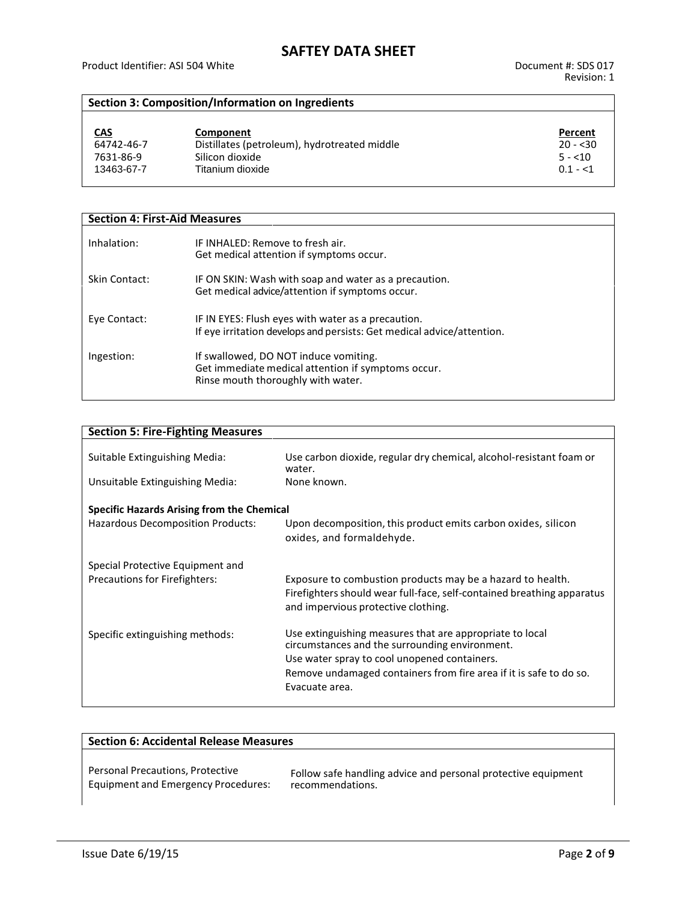## Section 3: Composition/Information on Ingredients

| CAS | Component | Percent |
|---|---|---|
| 64742-46-7 | Distillates (petroleum), hydrotreated middle | 20 - <30 |
| 7631-86-9 | Silicon dioxide | 5 - <10 |
| 13463-67-7 | Titanium dioxide | 0.1 - <1 |

## Section 4: First-Aid Measures

| | |
|---|---|
| Inhalation: | IF INHALED: Remove to fresh air.<br>Get medical attention if symptoms occur. |
| Skin Contact: | IF ON SKIN: Wash with soap and water as a precaution.<br>Get medical advice/attention if symptoms occur. |
| Eye Contact: | IF IN EYES: Flush eyes with water as a precaution.<br>If eye irritation develops and persists: Get medical advice/attention. |
| Ingestion: | If swallowed, DO NOT induce vomiting.<br>Get immediate medical attention if symptoms occur.<br>Rinse mouth thoroughly with water. |

## Section 5: Fire-Fighting Measures

| | |
|---|---|
| Suitable Extinguishing Media: | Use carbon dioxide, regular dry chemical, alcohol-resistant foam or water. |
| Unsuitable Extinguishing Media: | None known. |

**Specific Hazards Arising from the Chemical**

| | |
|---|---|
| Hazardous Decomposition Products: | Upon decomposition, this product emits carbon oxides, silicon oxides, and formaldehyde. |
| Special Protective Equipment and Precautions for Firefighters: | Exposure to combustion products may be a hazard to health.<br>Firefighters should wear full-face, self-contained breathing apparatus and impervious protective clothing. |
| Specific extinguishing methods: | Use extinguishing measures that are appropriate to local circumstances and the surrounding environment.<br>Use water spray to cool unopened containers.<br>Remove undamaged containers from fire area if it is safe to do so.<br>Evacuate area. |

## Section 6: Accidental Release Measures

| | |
|---|---|
| Personal Precautions, Protective Equipment and Emergency Procedures: | Follow safe handling advice and personal protective equipment recommendations. |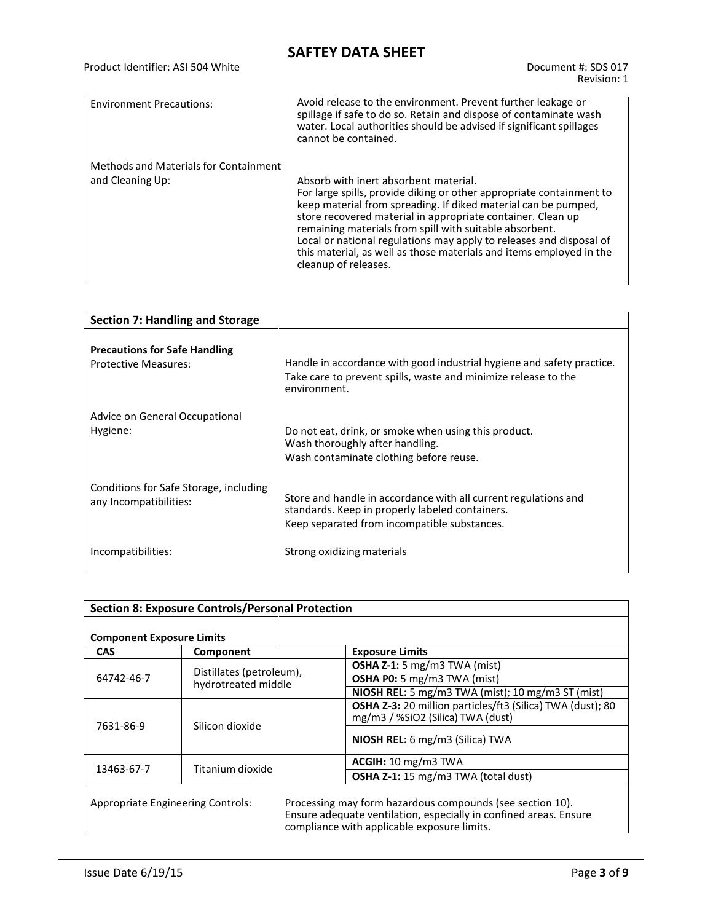| | |
|---|---|
| Environment Precautions: | Avoid release to the environment. Prevent further leakage or spillage if safe to do so. Retain and dispose of contaminate wash water. Local authorities should be advised if significant spillages cannot be contained. |
| Methods and Materials for Containment and Cleaning Up: | Absorb with inert absorbent material. For large spills, provide diking or other appropriate containment to keep material from spreading. If diked material can be pumped, store recovered material in appropriate container. Clean up remaining materials from spill with suitable absorbent. Local or national regulations may apply to releases and disposal of this material, as well as those materials and items employed in the cleanup of releases. |

## Section 7: Handling and Storage

**Precautions for Safe Handling**

| | |
|---|---|
| Protective Measures: | Handle in accordance with good industrial hygiene and safety practice. Take care to prevent spills, waste and minimize release to the environment. |
| Advice on General Occupational Hygiene: | Do not eat, drink, or smoke when using this product. Wash thoroughly after handling. Wash contaminate clothing before reuse. |
| Conditions for Safe Storage, including any Incompatibilities: | Store and handle in accordance with all current regulations and standards. Keep in properly labeled containers. Keep separated from incompatible substances. |
| Incompatibilities: | Strong oxidizing materials |

## Section 8: Exposure Controls/Personal Protection

**Component Exposure Limits**

| CAS | Component | Exposure Limits |
|---|---|---|
| 64742-46-7 | Distillates (petroleum), hydrotreated middle | **OSHA Z-1:** 5 mg/m3 TWA (mist)<br>**OSHA P0:** 5 mg/m3 TWA (mist) |
| | | **NIOSH REL:** 5 mg/m3 TWA (mist); 10 mg/m3 ST (mist) |
| 7631-86-9 | Silicon dioxide | **OSHA Z-3:** 20 million particles/ft3 (Silica) TWA (dust); 80 mg/m3 / %SiO2 (Silica) TWA (dust) |
| | | **NIOSH REL:** 6 mg/m3 (Silica) TWA |
| 13463-67-7 | Titanium dioxide | **ACGIH:** 10 mg/m3 TWA |
| | | **OSHA Z-1:** 15 mg/m3 TWA (total dust) |

| | |
|---|---|
| Appropriate Engineering Controls: | Processing may form hazardous compounds (see section 10). Ensure adequate ventilation, especially in confined areas. Ensure compliance with applicable exposure limits. |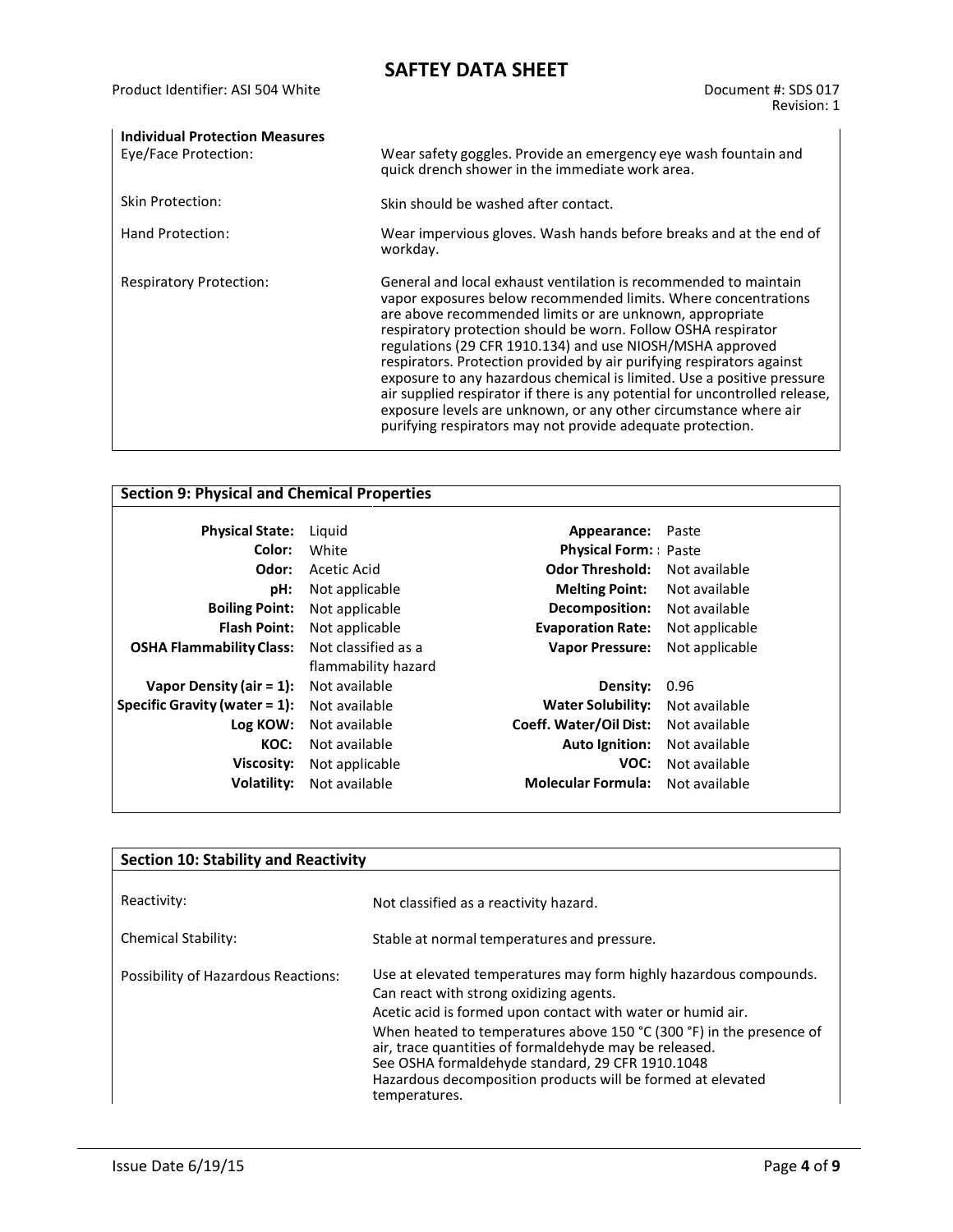**Individual Protection Measures**

| | |
|---|---|
| Eye/Face Protection: | Wear safety goggles. Provide an emergency eye wash fountain and quick drench shower in the immediate work area. |
| Skin Protection: | Skin should be washed after contact. |
| Hand Protection: | Wear impervious gloves. Wash hands before breaks and at the end of workday. |
| Respiratory Protection: | General and local exhaust ventilation is recommended to maintain vapor exposures below recommended limits. Where concentrations are above recommended limits or are unknown, appropriate respiratory protection should be worn. Follow OSHA respirator regulations (29 CFR 1910.134) and use NIOSH/MSHA approved respirators. Protection provided by air purifying respirators against exposure to any hazardous chemical is limited. Use a positive pressure air supplied respirator if there is any potential for uncontrolled release, exposure levels are unknown, or any other circumstance where air purifying respirators may not provide adequate protection. |

## Section 9: Physical and Chemical Properties

| | | | |
|---|---|---|---|
| **Physical State:** | Liquid | **Appearance:** | Paste |
| **Color:** | White | **Physical Form:** | Paste |
| **Odor:** | Acetic Acid | **Odor Threshold:** | Not available |
| **pH:** | Not applicable | **Melting Point:** | Not available |
| **Boiling Point:** | Not applicable | **Decomposition:** | Not available |
| **Flash Point:** | Not applicable | **Evaporation Rate:** | Not applicable |
| **OSHA Flammability Class:** | Not classified as a flammability hazard | **Vapor Pressure:** | Not applicable |
| **Vapor Density (air = 1):** | Not available | **Density:** | 0.96 |
| **Specific Gravity (water = 1):** | Not available | **Water Solubility:** | Not available |
| **Log KOW:** | Not available | **Coeff. Water/Oil Dist:** | Not available |
| **KOC:** | Not available | **Auto Ignition:** | Not available |
| **Viscosity:** | Not applicable | **VOC:** | Not available |
| **Volatility:** | Not available | **Molecular Formula:** | Not available |

## Section 10: Stability and Reactivity

| | |
|---|---|
| Reactivity: | Not classified as a reactivity hazard. |
| Chemical Stability: | Stable at normal temperatures and pressure. |
| Possibility of Hazardous Reactions: | Use at elevated temperatures may form highly hazardous compounds. Can react with strong oxidizing agents. Acetic acid is formed upon contact with water or humid air. When heated to temperatures above 150 °C (300 °F) in the presence of air, trace quantities of formaldehyde may be released. See OSHA formaldehyde standard, 29 CFR 1910.1048 Hazardous decomposition products will be formed at elevated temperatures. |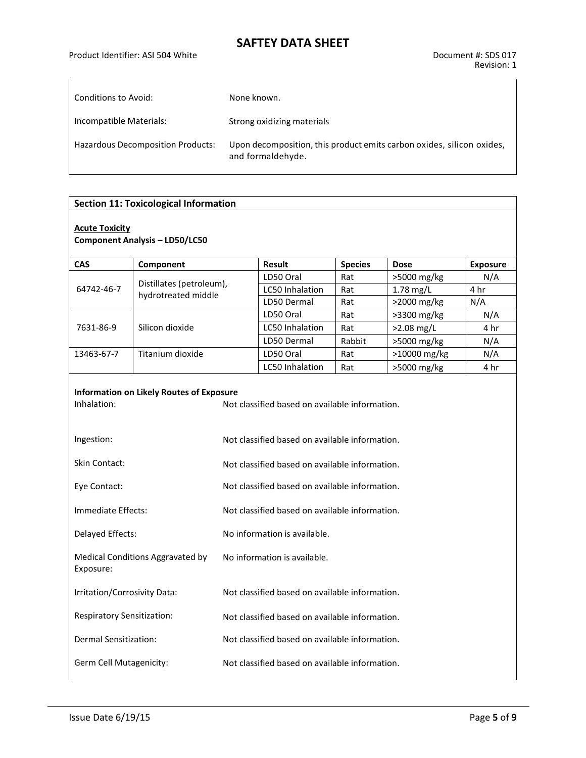| | |
|---|---|
| Conditions to Avoid: | None known. |
| Incompatible Materials: | Strong oxidizing materials |
| Hazardous Decomposition Products: | Upon decomposition, this product emits carbon oxides, silicon oxides, and formaldehyde. |

## Section 11: Toxicological Information

**Acute Toxicity**

**Component Analysis – LD50/LC50**

| CAS | Component | Result | Species | Dose | Exposure |
|---|---|---|---|---|---|
| 64742-46-7 | Distillates (petroleum), hydrotreated middle | LD50 Oral | Rat | >5000 mg/kg | N/A |
| | | LC50 Inhalation | Rat | 1.78 mg/L | 4 hr |
| | | LD50 Dermal | Rat | >2000 mg/kg | N/A |
| 7631-86-9 | Silicon dioxide | LD50 Oral | Rat | >3300 mg/kg | N/A |
| | | LC50 Inhalation | Rat | >2.08 mg/L | 4 hr |
| | | LD50 Dermal | Rabbit | >5000 mg/kg | N/A |
| 13463-67-7 | Titanium dioxide | LD50 Oral | Rat | >10000 mg/kg | N/A |
| | | LC50 Inhalation | Rat | >5000 mg/kg | 4 hr |

**Information on Likely Routes of Exposure**

| | |
|---|---|
| Inhalation: | Not classified based on available information. |
| Ingestion: | Not classified based on available information. |
| Skin Contact: | Not classified based on available information. |
| Eye Contact: | Not classified based on available information. |
| Immediate Effects: | Not classified based on available information. |
| Delayed Effects: | No information is available. |
| Medical Conditions Aggravated by Exposure: | No information is available. |
| Irritation/Corrosivity Data: | Not classified based on available information. |
| Respiratory Sensitization: | Not classified based on available information. |
| Dermal Sensitization: | Not classified based on available information. |
| Germ Cell Mutagenicity: | Not classified based on available information. |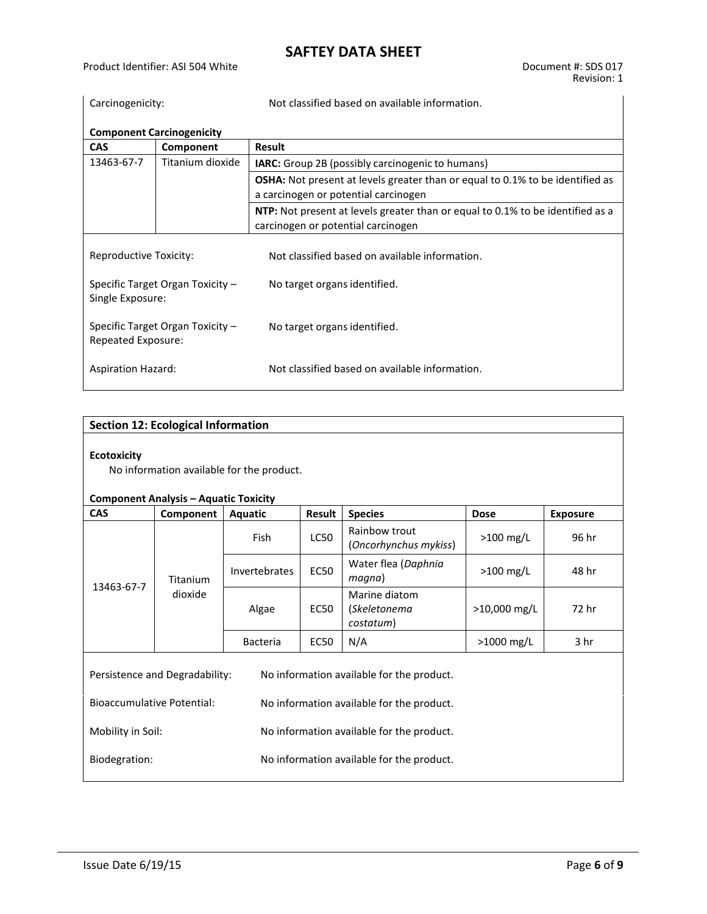Carcinogenicity: Not classified based on available information.

**Component Carcinogenicity**

| CAS | Component | Result |
|---|---|---|
| 13463-67-7 | Titanium dioxide | **IARC:** Group 2B (possibly carcinogenic to humans) |
| | | **OSHA:** Not present at levels greater than or equal to 0.1% to be identified as a carcinogen or potential carcinogen |
| | | **NTP:** Not present at levels greater than or equal to 0.1% to be identified as a carcinogen or potential carcinogen |

Reproductive Toxicity: Not classified based on available information.

Specific Target Organ Toxicity – Single Exposure: No target organs identified.

Specific Target Organ Toxicity – Repeated Exposure: No target organs identified.

Aspiration Hazard: Not classified based on available information.

## Section 12: Ecological Information

**Ecotoxicity**

No information available for the product.

**Component Analysis – Aquatic Toxicity**

| CAS | Component | Aquatic | Result | Species | Dose | Exposure |
|---|---|---|---|---|---|---|
| 13463-67-7 | Titanium dioxide | Fish | LC50 | Rainbow trout (*Oncorhynchus mykiss*) | >100 mg/L | 96 hr |
| | | Invertebrates | EC50 | Water flea (*Daphnia magna*) | >100 mg/L | 48 hr |
| | | Algae | EC50 | Marine diatom (*Skeletonema costatum*) | >10,000 mg/L | 72 hr |
| | | Bacteria | EC50 | N/A | >1000 mg/L | 3 hr |

Persistence and Degradability: No information available for the product.

Bioaccumulative Potential: No information available for the product.

Mobility in Soil: No information available for the product.

Biodegration: No information available for the product.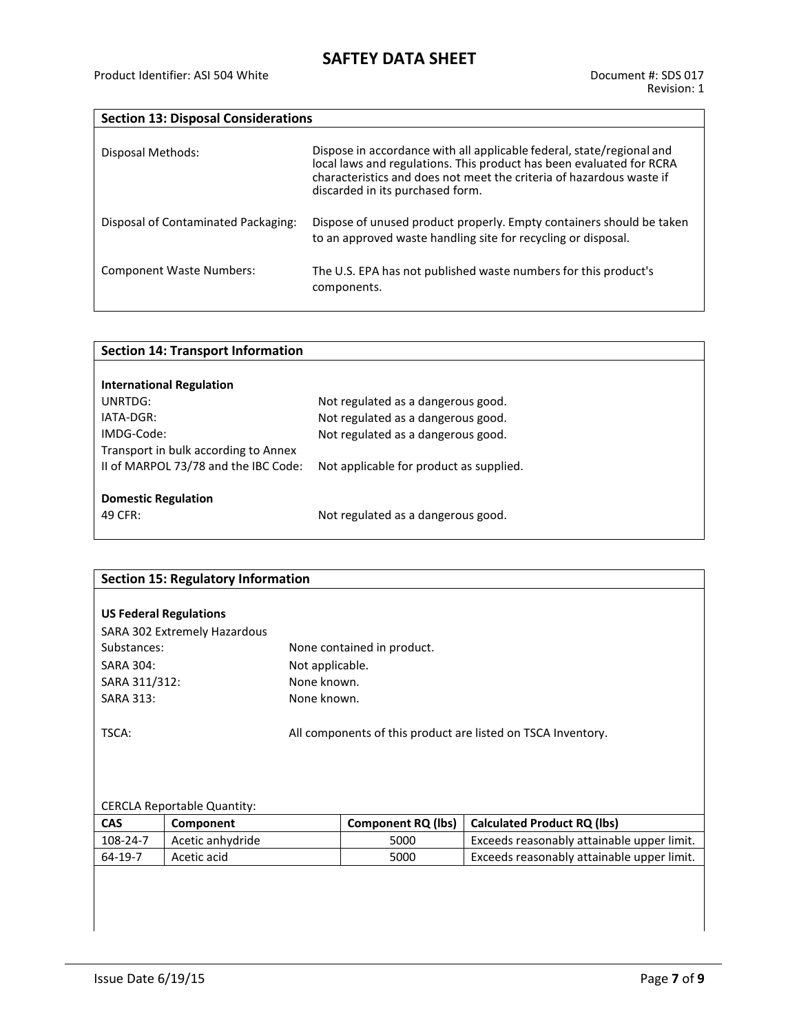## Section 13: Disposal Considerations

| | |
|---|---|
| Disposal Methods: | Dispose in accordance with all applicable federal, state/regional and local laws and regulations. This product has been evaluated for RCRA characteristics and does not meet the criteria of hazardous waste if discarded in its purchased form. |
| Disposal of Contaminated Packaging: | Dispose of unused product properly. Empty containers should be taken to an approved waste handling site for recycling or disposal. |
| Component Waste Numbers: | The U.S. EPA has not published waste numbers for this product's components. |

## Section 14: Transport Information

**International Regulation**

| | |
|---|---|
| UNRTDG: | Not regulated as a dangerous good. |
| IATA-DGR: | Not regulated as a dangerous good. |
| IMDG-Code: | Not regulated as a dangerous good. |
| Transport in bulk according to Annex II of MARPOL 73/78 and the IBC Code: | Not applicable for product as supplied. |

**Domestic Regulation**

| | |
|---|---|
| 49 CFR: | Not regulated as a dangerous good. |

## Section 15: Regulatory Information

**US Federal Regulations**

| | |
|---|---|
| SARA 302 Extremely Hazardous Substances: | None contained in product. |
| SARA 304: | Not applicable. |
| SARA 311/312: | None known. |
| SARA 313: | None known. |
| TSCA: | All components of this product are listed on TSCA Inventory. |

CERCLA Reportable Quantity:

| CAS | Component | Component RQ (lbs) | Calculated Product RQ (lbs) |
|---|---|---|---|
| 108-24-7 | Acetic anhydride | 5000 | Exceeds reasonably attainable upper limit. |
| 64-19-7 | Acetic acid | 5000 | Exceeds reasonably attainable upper limit. |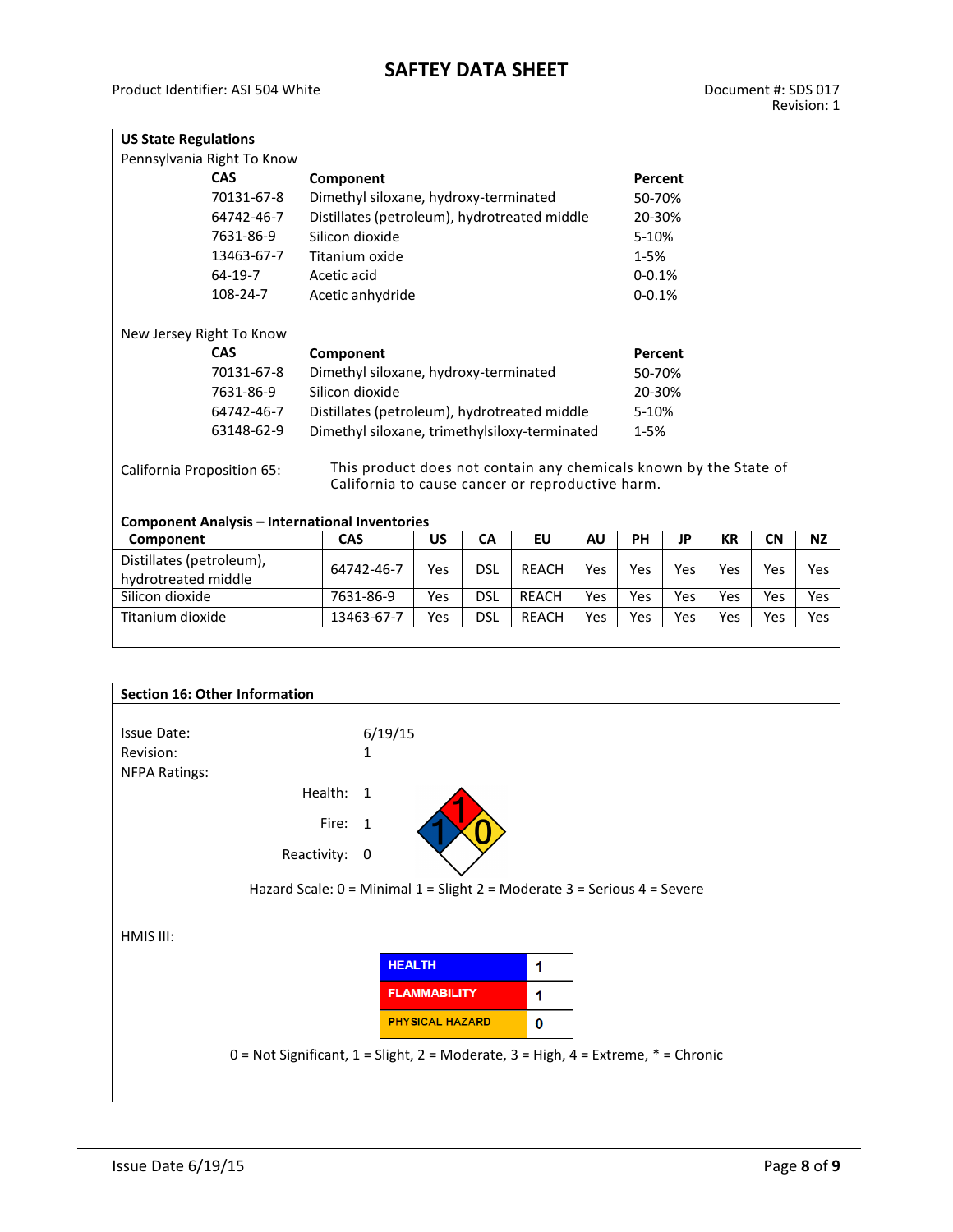**US State Regulations**

Pennsylvania Right To Know

| CAS | Component | Percent |
|---|---|---|
| 70131-67-8 | Dimethyl siloxane, hydroxy-terminated | 50-70% |
| 64742-46-7 | Distillates (petroleum), hydrotreated middle | 20-30% |
| 7631-86-9 | Silicon dioxide | 5-10% |
| 13463-67-7 | Titanium oxide | 1-5% |
| 64-19-7 | Acetic acid | 0-0.1% |
| 108-24-7 | Acetic anhydride | 0-0.1% |

New Jersey Right To Know

| CAS | Component | Percent |
|---|---|---|
| 70131-67-8 | Dimethyl siloxane, hydroxy-terminated | 50-70% |
| 7631-86-9 | Silicon dioxide | 20-30% |
| 64742-46-7 | Distillates (petroleum), hydrotreated middle | 5-10% |
| 63148-62-9 | Dimethyl siloxane, trimethylsiloxy-terminated | 1-5% |

California Proposition 65: This product does not contain any chemicals known by the State of California to cause cancer or reproductive harm.

**Component Analysis – International Inventories**

| Component | CAS | US | CA | EU | AU | PH | JP | KR | CN | NZ |
|---|---|---|---|---|---|---|---|---|---|---|
| Distillates (petroleum), hydrotreated middle | 64742-46-7 | Yes | DSL | REACH | Yes | Yes | Yes | Yes | Yes | Yes |
| Silicon dioxide | 7631-86-9 | Yes | DSL | REACH | Yes | Yes | Yes | Yes | Yes | Yes |
| Titanium dioxide | 13463-67-7 | Yes | DSL | REACH | Yes | Yes | Yes | Yes | Yes | Yes |

## Section 16: Other Information

Issue Date: 6/19/15

Revision: 1

NFPA Ratings:

Health: 1

Fire: 1

Reactivity: 0

Hazard Scale: 0 = Minimal 1 = Slight 2 = Moderate 3 = Serious 4 = Severe

HMIS III:

| HEALTH | 1 |
|---|---|
| FLAMMABILITY | 1 |
| PHYSICAL HAZARD | 0 |

0 = Not Significant, 1 = Slight, 2 = Moderate, 3 = High, 4 = Extreme, * = Chronic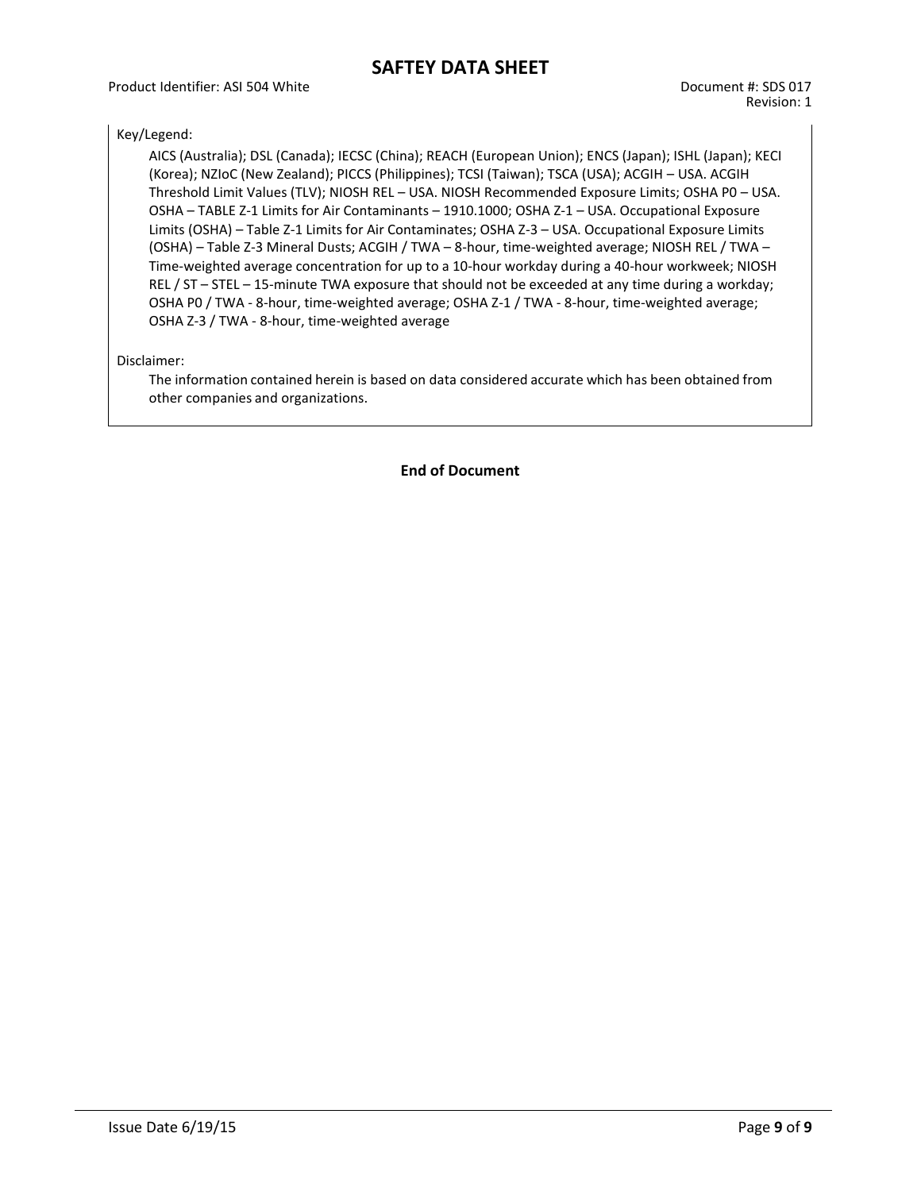Key/Legend:

AICS (Australia); DSL (Canada); IECSC (China); REACH (European Union); ENCS (Japan); ISHL (Japan); KECI (Korea); NZIoC (New Zealand); PICCS (Philippines); TCSI (Taiwan); TSCA (USA); ACGIH – USA. ACGIH Threshold Limit Values (TLV); NIOSH REL – USA. NIOSH Recommended Exposure Limits; OSHA P0 – USA. OSHA – TABLE Z-1 Limits for Air Contaminants – 1910.1000; OSHA Z-1 – USA. Occupational Exposure Limits (OSHA) – Table Z-1 Limits for Air Contaminates; OSHA Z-3 – USA. Occupational Exposure Limits (OSHA) – Table Z-3 Mineral Dusts; ACGIH / TWA – 8-hour, time-weighted average; NIOSH REL / TWA – Time-weighted average concentration for up to a 10-hour workday during a 40-hour workweek; NIOSH REL / ST – STEL – 15-minute TWA exposure that should not be exceeded at any time during a workday; OSHA P0 / TWA - 8-hour, time-weighted average; OSHA Z-1 / TWA - 8-hour, time-weighted average; OSHA Z-3 / TWA - 8-hour, time-weighted average

Disclaimer:

The information contained herein is based on data considered accurate which has been obtained from other companies and organizations.

**End of Document**